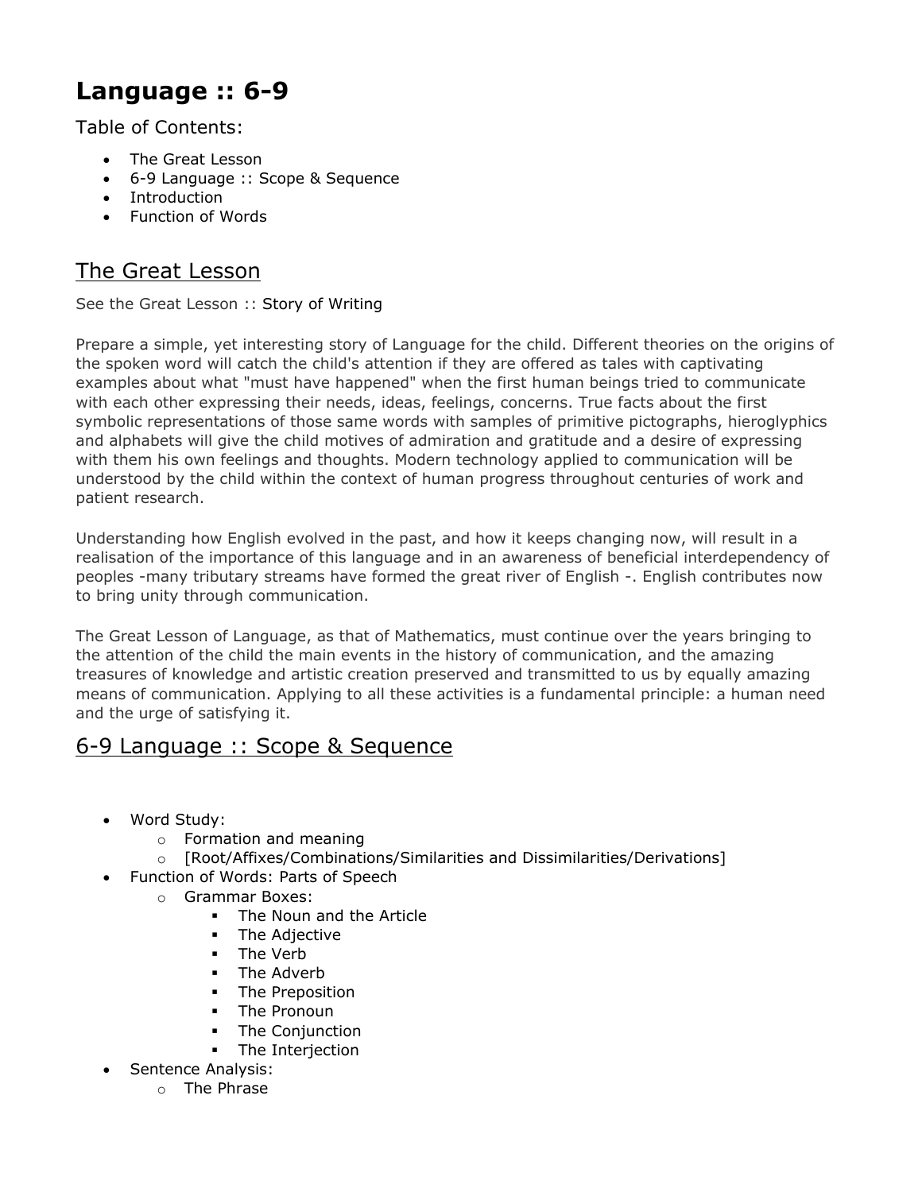# Language :: 6-9

Table of Contents:

- The Great Lesson
- 6-9 Language :: Scope & Sequence
- Introduction
- Function of Words

## The Great Lesson

See the Great Lesson :: Story of Writing

Prepare a simple, yet interesting story of Language for the child. Different theories on the origins of the spoken word will catch the child's attention if they are offered as tales with captivating examples about what "must have happened" when the first human beings tried to communicate with each other expressing their needs, ideas, feelings, concerns. True facts about the first symbolic representations of those same words with samples of primitive pictographs, hieroglyphics and alphabets will give the child motives of admiration and gratitude and a desire of expressing with them his own feelings and thoughts. Modern technology applied to communication will be understood by the child within the context of human progress throughout centuries of work and patient research.

Understanding how English evolved in the past, and how it keeps changing now, will result in a realisation of the importance of this language and in an awareness of beneficial interdependency of peoples -many tributary streams have formed the great river of English -. English contributes now to bring unity through communication.

The Great Lesson of Language, as that of Mathematics, must continue over the years bringing to the attention of the child the main events in the history of communication, and the amazing treasures of knowledge and artistic creation preserved and transmitted to us by equally amazing means of communication. Applying to all these activities is a fundamental principle: a human need and the urge of satisfying it.

## 6-9 Language :: Scope & Sequence

- Word Study:
  - Formation and meaning
  - [Root/Affixes/Combinations/Similarities and Dissimilarities/Derivations]
- Function of Words: Parts of Speech
  - Grammar Boxes:
    - The Noun and the Article
    - The Adjective
    - The Verb
    - The Adverb
    - The Preposition
    - The Pronoun
    - The Conjunction
    - The Interjection
- Sentence Analysis:
  - The Phrase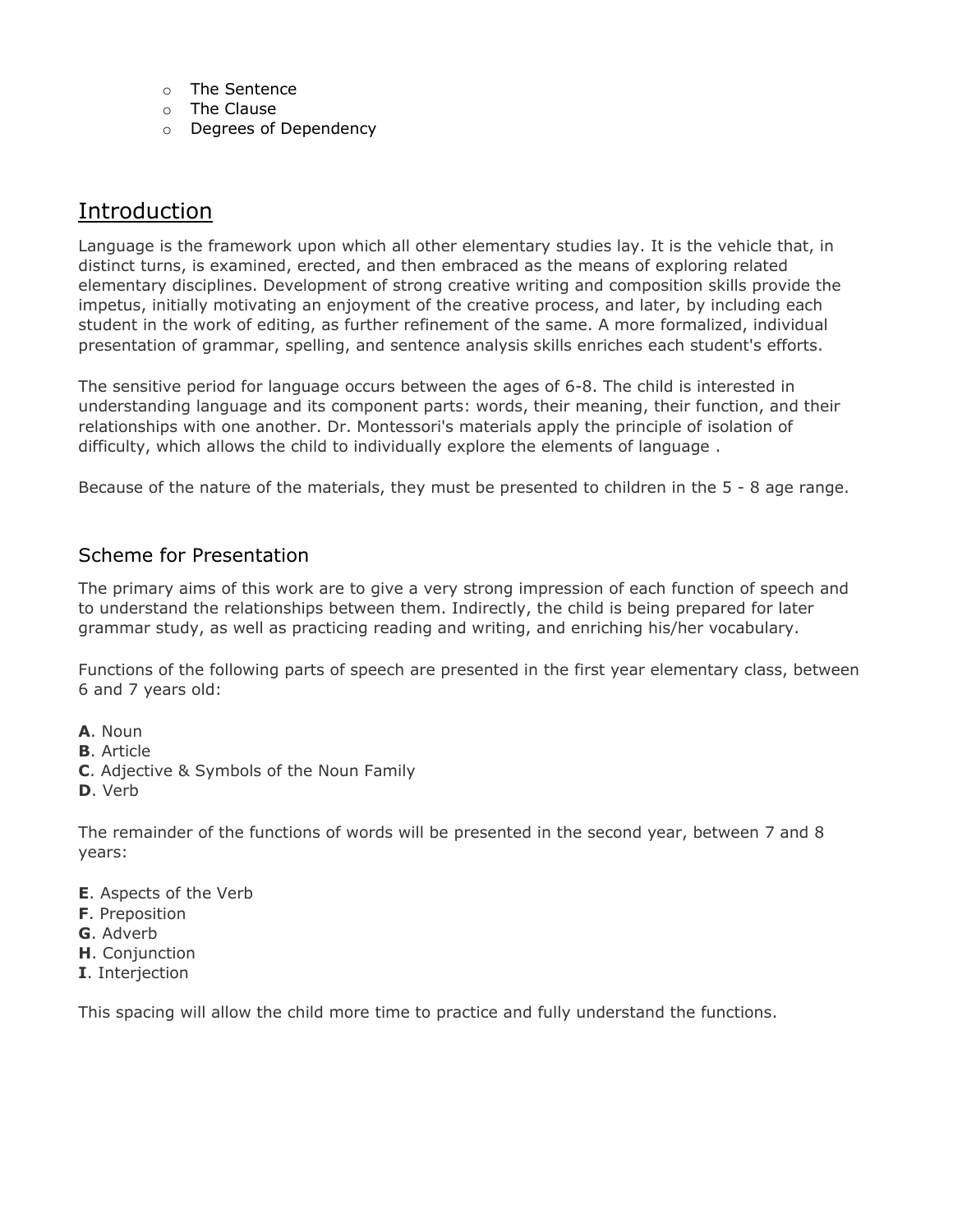- The Sentence
- The Clause
- Degrees of Dependency

## Introduction

Language is the framework upon which all other elementary studies lay. It is the vehicle that, in distinct turns, is examined, erected, and then embraced as the means of exploring related elementary disciplines. Development of strong creative writing and composition skills provide the impetus, initially motivating an enjoyment of the creative process, and later, by including each student in the work of editing, as further refinement of the same. A more formalized, individual presentation of grammar, spelling, and sentence analysis skills enriches each student's efforts.

The sensitive period for language occurs between the ages of 6-8. The child is interested in understanding language and its component parts: words, their meaning, their function, and their relationships with one another. Dr. Montessori's materials apply the principle of isolation of difficulty, which allows the child to individually explore the elements of language .

Because of the nature of the materials, they must be presented to children in the 5 - 8 age range.

### Scheme for Presentation

The primary aims of this work are to give a very strong impression of each function of speech and to understand the relationships between them. Indirectly, the child is being prepared for later grammar study, as well as practicing reading and writing, and enriching his/her vocabulary.

Functions of the following parts of speech are presented in the first year elementary class, between 6 and 7 years old:

**A**. Noun
**B**. Article
**C**. Adjective & Symbols of the Noun Family
**D**. Verb

The remainder of the functions of words will be presented in the second year, between 7 and 8 years:

**E**. Aspects of the Verb
**F**. Preposition
**G**. Adverb
**H**. Conjunction
**I**. Interjection

This spacing will allow the child more time to practice and fully understand the functions.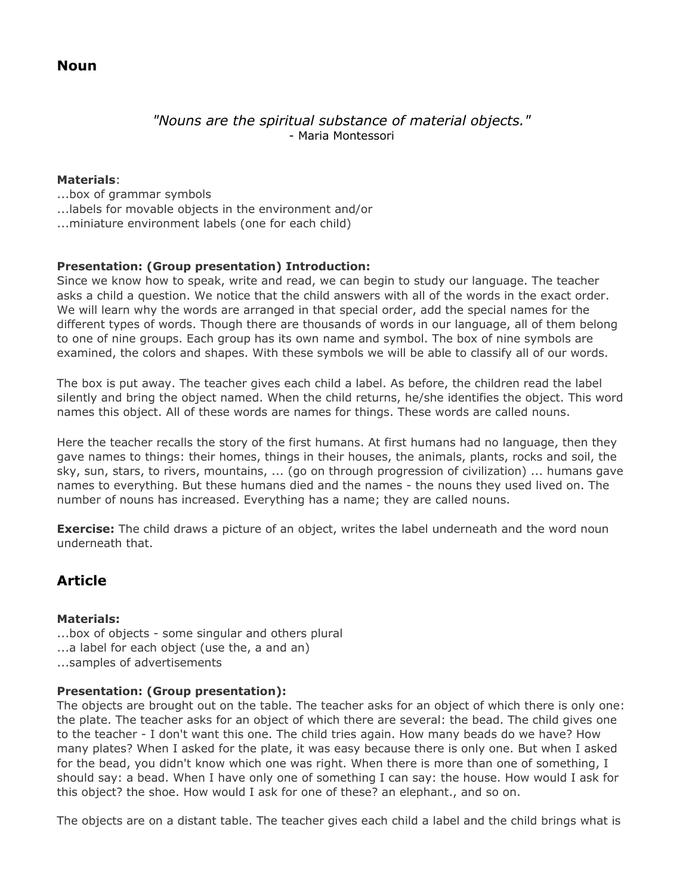## Noun

*"Nouns are the spiritual substance of material objects."*
- Maria Montessori

**Materials**:
...box of grammar symbols
...labels for movable objects in the environment and/or
...miniature environment labels (one for each child)

**Presentation: (Group presentation) Introduction:**
Since we know how to speak, write and read, we can begin to study our language. The teacher asks a child a question. We notice that the child answers with all of the words in the exact order. We will learn why the words are arranged in that special order, add the special names for the different types of words. Though there are thousands of words in our language, all of them belong to one of nine groups. Each group has its own name and symbol. The box of nine symbols are examined, the colors and shapes. With these symbols we will be able to classify all of our words.

The box is put away. The teacher gives each child a label. As before, the children read the label silently and bring the object named. When the child returns, he/she identifies the object. This word names this object. All of these words are names for things. These words are called nouns.

Here the teacher recalls the story of the first humans. At first humans had no language, then they gave names to things: their homes, things in their houses, the animals, plants, rocks and soil, the sky, sun, stars, to rivers, mountains, ... (go on through progression of civilization) ... humans gave names to everything. But these humans died and the names - the nouns they used lived on. The number of nouns has increased. Everything has a name; they are called nouns.

**Exercise:** The child draws a picture of an object, writes the label underneath and the word noun underneath that.

## Article

**Materials:**
...box of objects - some singular and others plural
...a label for each object (use the, a and an)
...samples of advertisements

**Presentation: (Group presentation):**
The objects are brought out on the table. The teacher asks for an object of which there is only one: the plate. The teacher asks for an object of which there are several: the bead. The child gives one to the teacher - I don't want this one. The child tries again. How many beads do we have? How many plates? When I asked for the plate, it was easy because there is only one. But when I asked for the bead, you didn't know which one was right. When there is more than one of something, I should say: a bead. When I have only one of something I can say: the house. How would I ask for this object? the shoe. How would I ask for one of these? an elephant., and so on.

The objects are on a distant table. The teacher gives each child a label and the child brings what is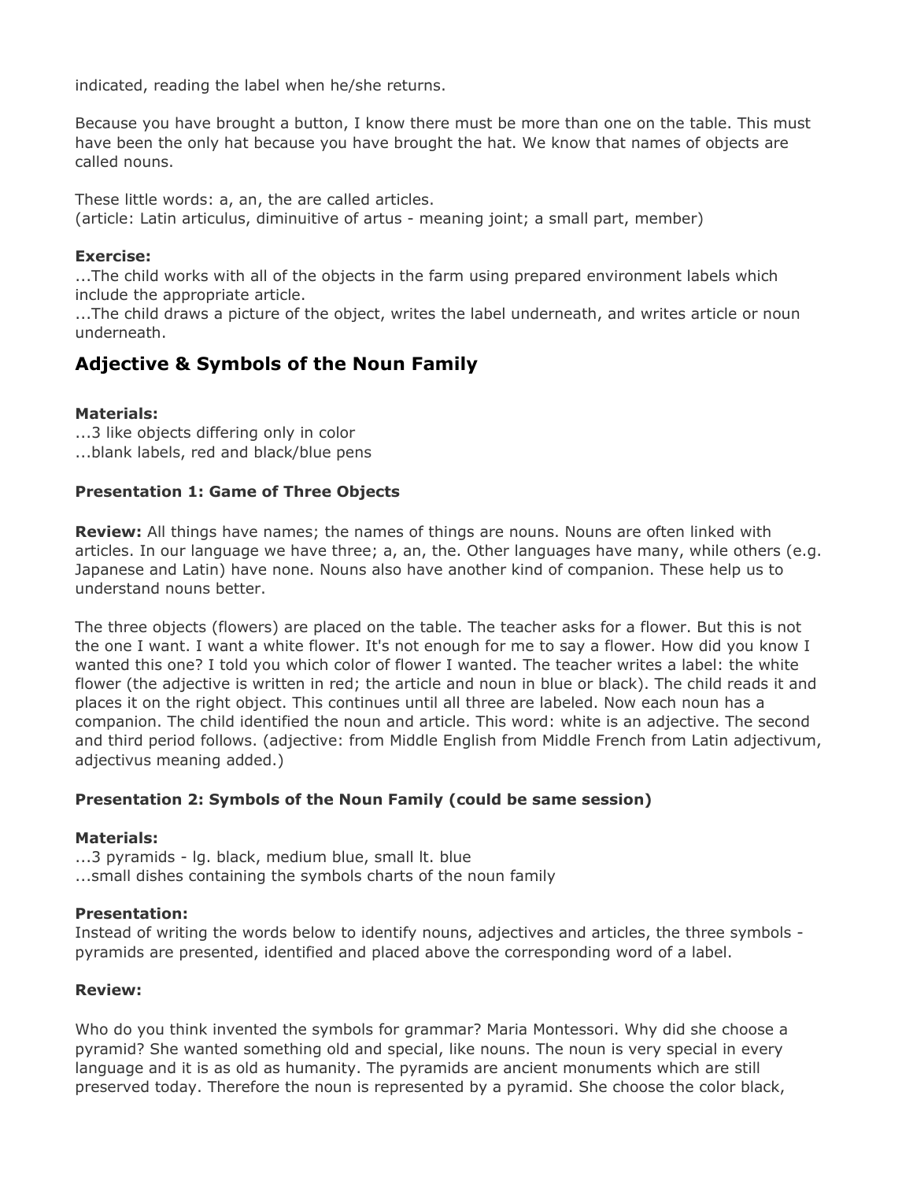indicated, reading the label when he/she returns.

Because you have brought a button, I know there must be more than one on the table. This must have been the only hat because you have brought the hat. We know that names of objects are called nouns.

These little words: a, an, the are called articles.
(article: Latin articulus, diminuitive of artus - meaning joint; a small part, member)

**Exercise:**
...The child works with all of the objects in the farm using prepared environment labels which include the appropriate article.
...The child draws a picture of the object, writes the label underneath, and writes article or noun underneath.

## Adjective & Symbols of the Noun Family

**Materials:**
...3 like objects differing only in color
...blank labels, red and black/blue pens

**Presentation 1: Game of Three Objects**

**Review:** All things have names; the names of things are nouns. Nouns are often linked with articles. In our language we have three; a, an, the. Other languages have many, while others (e.g. Japanese and Latin) have none. Nouns also have another kind of companion. These help us to understand nouns better.

The three objects (flowers) are placed on the table. The teacher asks for a flower. But this is not the one I want. I want a white flower. It's not enough for me to say a flower. How did you know I wanted this one? I told you which color of flower I wanted. The teacher writes a label: the white flower (the adjective is written in red; the article and noun in blue or black). The child reads it and places it on the right object. This continues until all three are labeled. Now each noun has a companion. The child identified the noun and article. This word: white is an adjective. The second and third period follows. (adjective: from Middle English from Middle French from Latin adjectivum, adjectivus meaning added.)

**Presentation 2: Symbols of the Noun Family (could be same session)**

**Materials:**
...3 pyramids - lg. black, medium blue, small lt. blue
...small dishes containing the symbols charts of the noun family

**Presentation:**
Instead of writing the words below to identify nouns, adjectives and articles, the three symbols - pyramids are presented, identified and placed above the corresponding word of a label.

**Review:**

Who do you think invented the symbols for grammar? Maria Montessori. Why did she choose a pyramid? She wanted something old and special, like nouns. The noun is very special in every language and it is as old as humanity. The pyramids are ancient monuments which are still preserved today. Therefore the noun is represented by a pyramid. She choose the color black,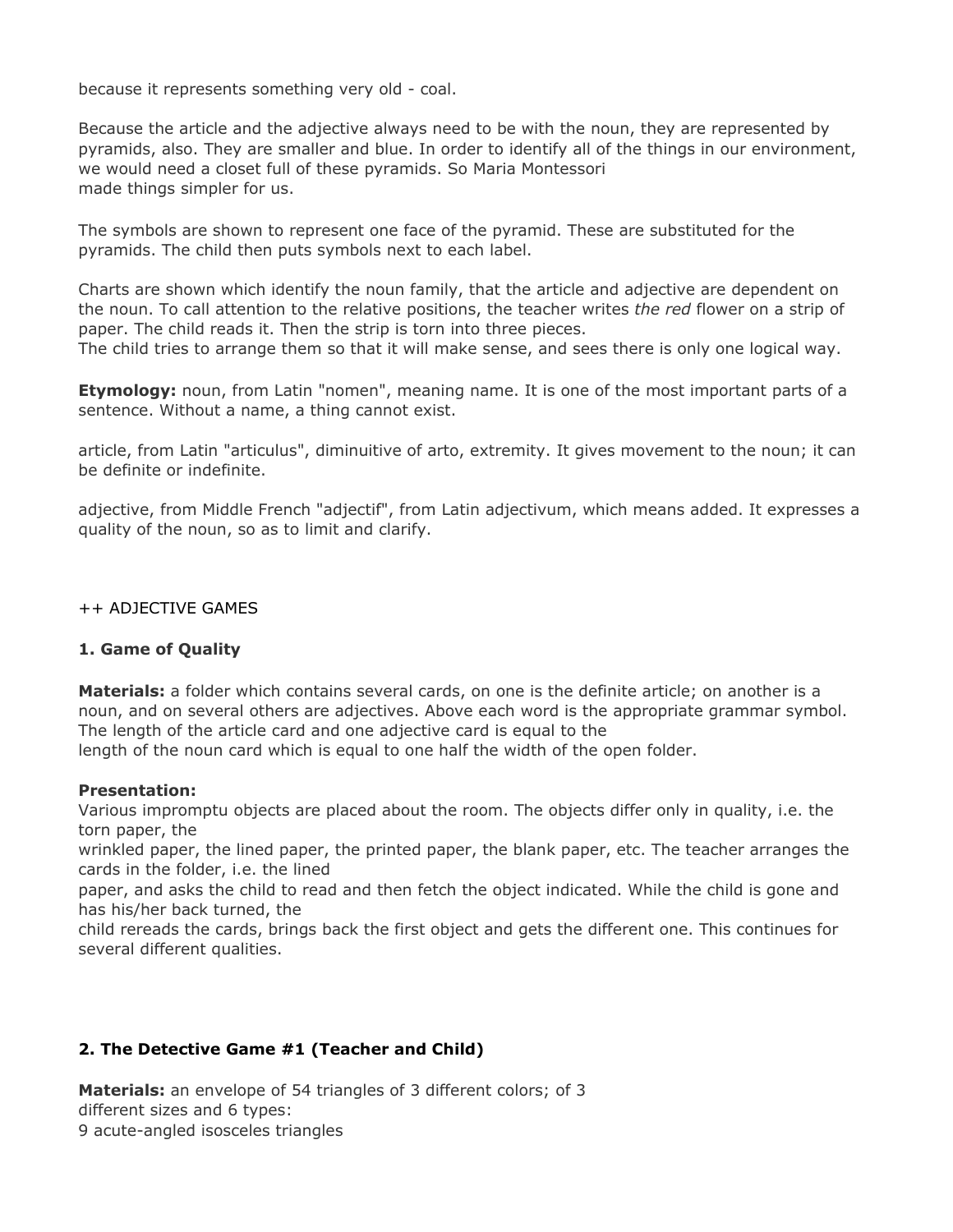because it represents something very old - coal.

Because the article and the adjective always need to be with the noun, they are represented by pyramids, also. They are smaller and blue. In order to identify all of the things in our environment, we would need a closet full of these pyramids. So Maria Montessori made things simpler for us.

The symbols are shown to represent one face of the pyramid. These are substituted for the pyramids. The child then puts symbols next to each label.

Charts are shown which identify the noun family, that the article and adjective are dependent on the noun. To call attention to the relative positions, the teacher writes *the red* flower on a strip of paper. The child reads it. Then the strip is torn into three pieces.
The child tries to arrange them so that it will make sense, and sees there is only one logical way.

**Etymology:** noun, from Latin "nomen", meaning name. It is one of the most important parts of a sentence. Without a name, a thing cannot exist.

article, from Latin "articulus", diminuitive of arto, extremity. It gives movement to the noun; it can be definite or indefinite.

adjective, from Middle French "adjectif", from Latin adjectivum, which means added. It expresses a quality of the noun, so as to limit and clarify.

++ ADJECTIVE GAMES

### 1. Game of Quality

**Materials:** a folder which contains several cards, on one is the definite article; on another is a noun, and on several others are adjectives. Above each word is the appropriate grammar symbol. The length of the article card and one adjective card is equal to the length of the noun card which is equal to one half the width of the open folder.

**Presentation:**
Various impromptu objects are placed about the room. The objects differ only in quality, i.e. the torn paper, the wrinkled paper, the lined paper, the printed paper, the blank paper, etc. The teacher arranges the cards in the folder, i.e. the lined paper, and asks the child to read and then fetch the object indicated. While the child is gone and has his/her back turned, the child rereads the cards, brings back the first object and gets the different one. This continues for several different qualities.

### 2. The Detective Game #1 (Teacher and Child)

**Materials:** an envelope of 54 triangles of 3 different colors; of 3 different sizes and 6 types:
9 acute-angled isosceles triangles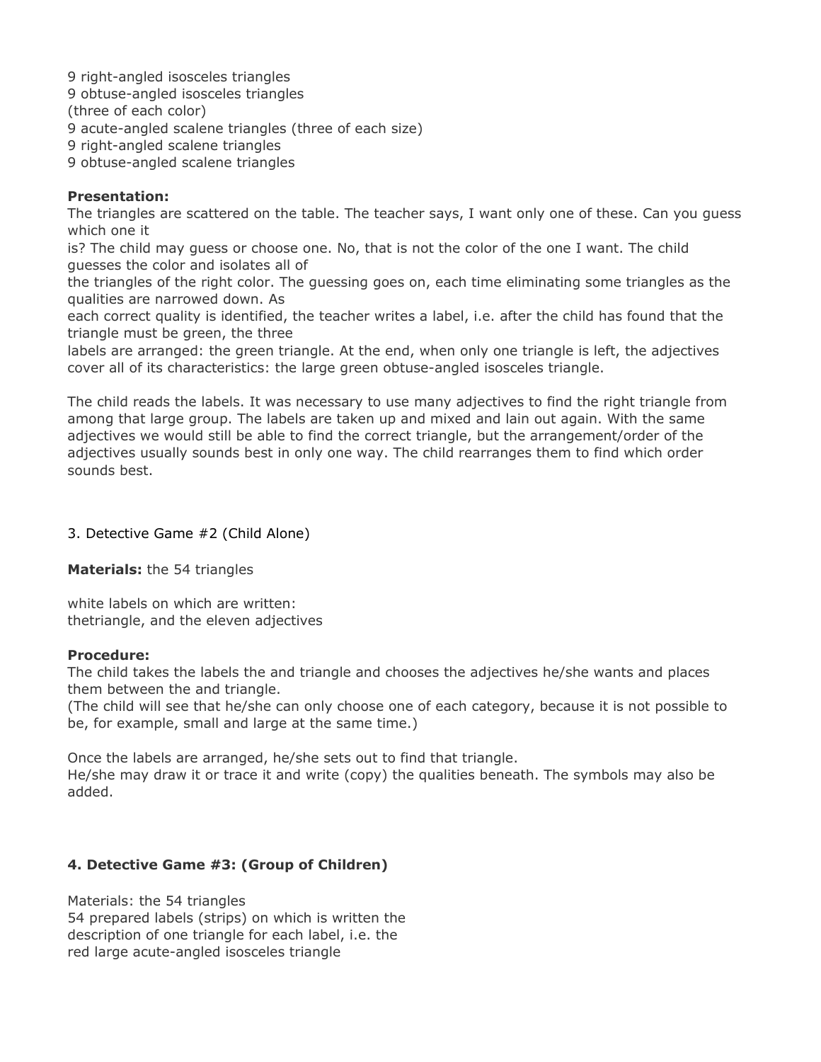9 right-angled isosceles triangles
9 obtuse-angled isosceles triangles
(three of each color)
9 acute-angled scalene triangles (three of each size)
9 right-angled scalene triangles
9 obtuse-angled scalene triangles

**Presentation:**
The triangles are scattered on the table. The teacher says, I want only one of these. Can you guess which one it
is? The child may guess or choose one. No, that is not the color of the one I want. The child guesses the color and isolates all of
the triangles of the right color. The guessing goes on, each time eliminating some triangles as the qualities are narrowed down. As
each correct quality is identified, the teacher writes a label, i.e. after the child has found that the triangle must be green, the three
labels are arranged: the green triangle. At the end, when only one triangle is left, the adjectives cover all of its characteristics: the large green obtuse-angled isosceles triangle.

The child reads the labels. It was necessary to use many adjectives to find the right triangle from among that large group. The labels are taken up and mixed and lain out again. With the same adjectives we would still be able to find the correct triangle, but the arrangement/order of the adjectives usually sounds best in only one way. The child rearranges them to find which order sounds best.

3. Detective Game #2 (Child Alone)

**Materials:** the 54 triangles

white labels on which are written:
thetriangle, and the eleven adjectives

**Procedure:**
The child takes the labels the and triangle and chooses the adjectives he/she wants and places them between the and triangle.
(The child will see that he/she can only choose one of each category, because it is not possible to be, for example, small and large at the same time.)

Once the labels are arranged, he/she sets out to find that triangle.
He/she may draw it or trace it and write (copy) the qualities beneath. The symbols may also be added.

**4. Detective Game #3: (Group of Children)**

Materials: the 54 triangles
54 prepared labels (strips) on which is written the
description of one triangle for each label, i.e. the
red large acute-angled isosceles triangle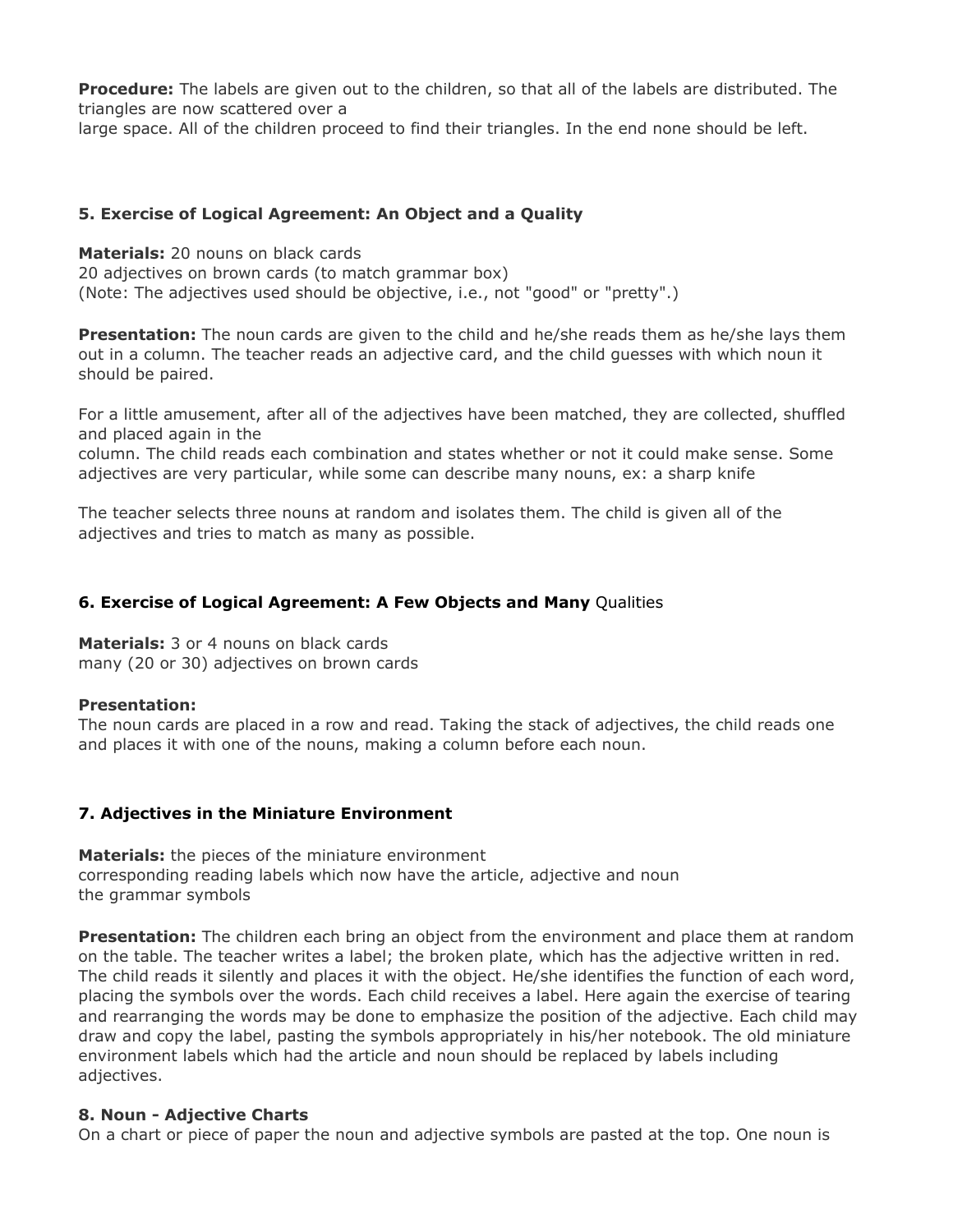**Procedure:** The labels are given out to the children, so that all of the labels are distributed. The triangles are now scattered over a
large space. All of the children proceed to find their triangles. In the end none should be left.

### 5. Exercise of Logical Agreement: An Object and a Quality

**Materials:** 20 nouns on black cards
20 adjectives on brown cards (to match grammar box)
(Note: The adjectives used should be objective, i.e., not "good" or "pretty".)

**Presentation:** The noun cards are given to the child and he/she reads them as he/she lays them out in a column. The teacher reads an adjective card, and the child guesses with which noun it should be paired.

For a little amusement, after all of the adjectives have been matched, they are collected, shuffled and placed again in the
column. The child reads each combination and states whether or not it could make sense. Some adjectives are very particular, while some can describe many nouns, ex: a sharp knife

The teacher selects three nouns at random and isolates them. The child is given all of the adjectives and tries to match as many as possible.

### 6. Exercise of Logical Agreement: A Few Objects and Many Qualities

**Materials:** 3 or 4 nouns on black cards
many (20 or 30) adjectives on brown cards

**Presentation:**
The noun cards are placed in a row and read. Taking the stack of adjectives, the child reads one and places it with one of the nouns, making a column before each noun.

### 7. Adjectives in the Miniature Environment

**Materials:** the pieces of the miniature environment
corresponding reading labels which now have the article, adjective and noun
the grammar symbols

**Presentation:** The children each bring an object from the environment and place them at random on the table. The teacher writes a label; the broken plate, which has the adjective written in red. The child reads it silently and places it with the object. He/she identifies the function of each word, placing the symbols over the words. Each child receives a label. Here again the exercise of tearing and rearranging the words may be done to emphasize the position of the adjective. Each child may draw and copy the label, pasting the symbols appropriately in his/her notebook. The old miniature environment labels which had the article and noun should be replaced by labels including adjectives.

### 8. Noun - Adjective Charts

On a chart or piece of paper the noun and adjective symbols are pasted at the top. One noun is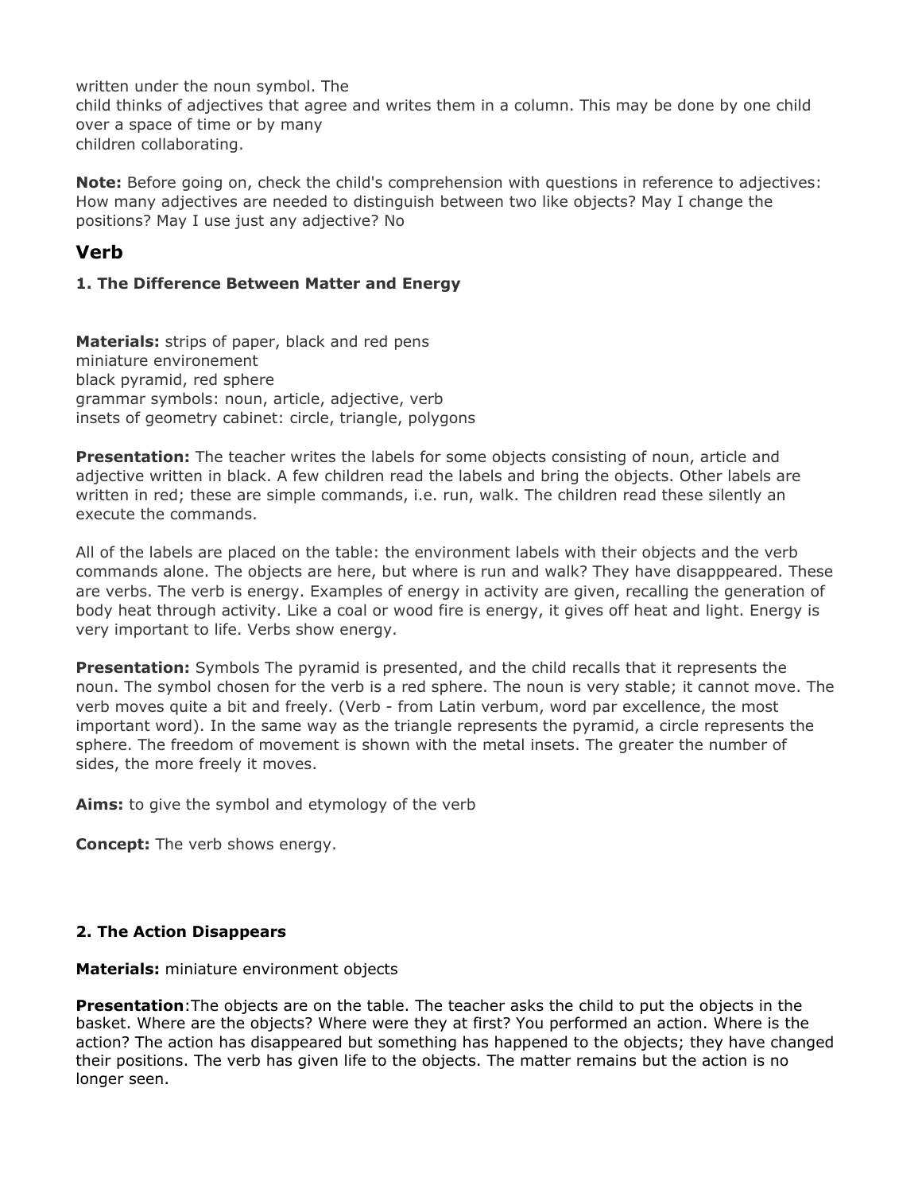written under the noun symbol. The
child thinks of adjectives that agree and writes them in a column. This may be done by one child over a space of time or by many
children collaborating.

**Note:** Before going on, check the child's comprehension with questions in reference to adjectives: How many adjectives are needed to distinguish between two like objects? May I change the positions? May I use just any adjective? No

## Verb

### 1. The Difference Between Matter and Energy

**Materials:** strips of paper, black and red pens
miniature environement
black pyramid, red sphere
grammar symbols: noun, article, adjective, verb
insets of geometry cabinet: circle, triangle, polygons

**Presentation:** The teacher writes the labels for some objects consisting of noun, article and adjective written in black. A few children read the labels and bring the objects. Other labels are written in red; these are simple commands, i.e. run, walk. The children read these silently an execute the commands.

All of the labels are placed on the table: the environment labels with their objects and the verb commands alone. The objects are here, but where is run and walk? They have disapppeared. These are verbs. The verb is energy. Examples of energy in activity are given, recalling the generation of body heat through activity. Like a coal or wood fire is energy, it gives off heat and light. Energy is very important to life. Verbs show energy.

**Presentation:** Symbols The pyramid is presented, and the child recalls that it represents the noun. The symbol chosen for the verb is a red sphere. The noun is very stable; it cannot move. The verb moves quite a bit and freely. (Verb - from Latin verbum, word par excellence, the most important word). In the same way as the triangle represents the pyramid, a circle represents the sphere. The freedom of movement is shown with the metal insets. The greater the number of sides, the more freely it moves.

**Aims:** to give the symbol and etymology of the verb

**Concept:** The verb shows energy.

### 2. The Action Disappears

**Materials:** miniature environment objects

**Presentation**:The objects are on the table. The teacher asks the child to put the objects in the basket. Where are the objects? Where were they at first? You performed an action. Where is the action? The action has disappeared but something has happened to the objects; they have changed their positions. The verb has given life to the objects. The matter remains but the action is no longer seen.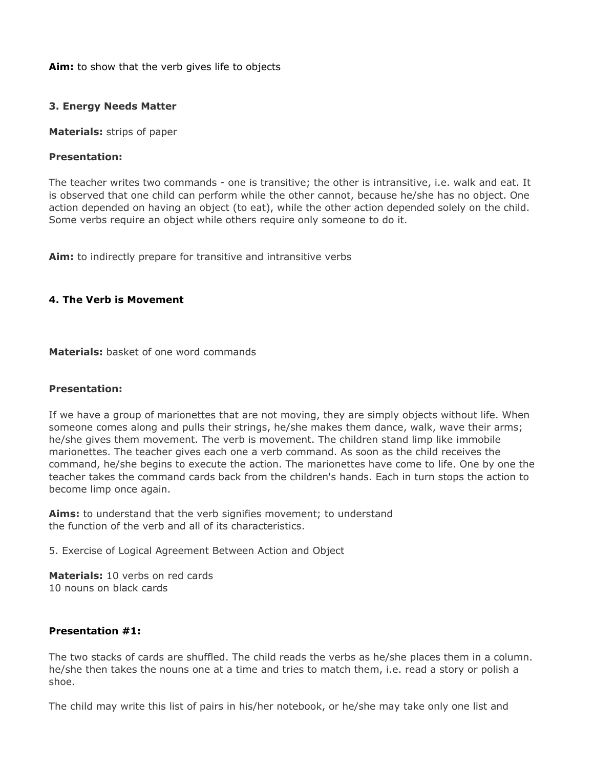**Aim:** to show that the verb gives life to objects

### 3. Energy Needs Matter

**Materials:** strips of paper

**Presentation:**

The teacher writes two commands - one is transitive; the other is intransitive, i.e. walk and eat. It is observed that one child can perform while the other cannot, because he/she has no object. One action depended on having an object (to eat), while the other action depended solely on the child. Some verbs require an object while others require only someone to do it.

**Aim:** to indirectly prepare for transitive and intransitive verbs

### 4. The Verb is Movement

**Materials:** basket of one word commands

**Presentation:**

If we have a group of marionettes that are not moving, they are simply objects without life. When someone comes along and pulls their strings, he/she makes them dance, walk, wave their arms; he/she gives them movement. The verb is movement. The children stand limp like immobile marionettes. The teacher gives each one a verb command. As soon as the child receives the command, he/she begins to execute the action. The marionettes have come to life. One by one the teacher takes the command cards back from the children's hands. Each in turn stops the action to become limp once again.

**Aims:** to understand that the verb signifies movement; to understand the function of the verb and all of its characteristics.

5. Exercise of Logical Agreement Between Action and Object

**Materials:** 10 verbs on red cards
10 nouns on black cards

**Presentation #1:**

The two stacks of cards are shuffled. The child reads the verbs as he/she places them in a column. he/she then takes the nouns one at a time and tries to match them, i.e. read a story or polish a shoe.

The child may write this list of pairs in his/her notebook, or he/she may take only one list and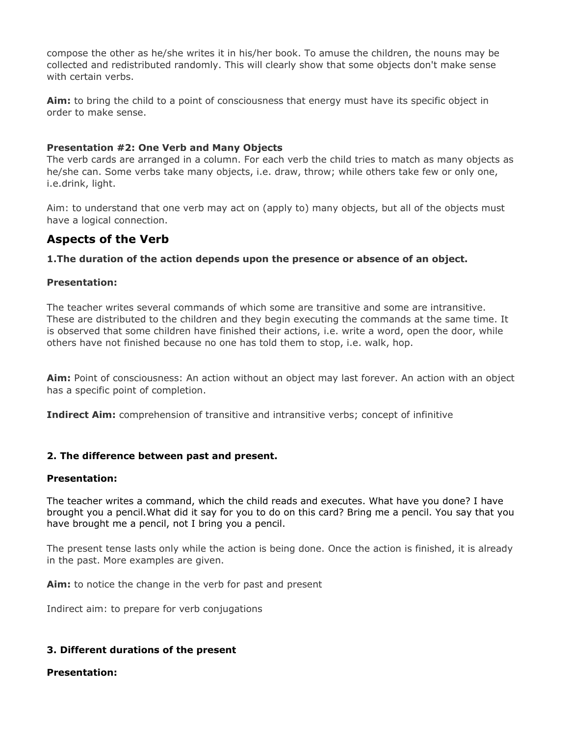compose the other as he/she writes it in his/her book. To amuse the children, the nouns may be collected and redistributed randomly. This will clearly show that some objects don't make sense with certain verbs.

**Aim:** to bring the child to a point of consciousness that energy must have its specific object in order to make sense.

**Presentation #2: One Verb and Many Objects**
The verb cards are arranged in a column. For each verb the child tries to match as many objects as he/she can. Some verbs take many objects, i.e. draw, throw; while others take few or only one, i.e.drink, light.

Aim: to understand that one verb may act on (apply to) many objects, but all of the objects must have a logical connection.

## Aspects of the Verb

**1.The duration of the action depends upon the presence or absence of an object.**

**Presentation:**

The teacher writes several commands of which some are transitive and some are intransitive. These are distributed to the children and they begin executing the commands at the same time. It is observed that some children have finished their actions, i.e. write a word, open the door, while others have not finished because no one has told them to stop, i.e. walk, hop.

**Aim:** Point of consciousness: An action without an object may last forever. An action with an object has a specific point of completion.

**Indirect Aim:** comprehension of transitive and intransitive verbs; concept of infinitive

**2. The difference between past and present.**

**Presentation:**

The teacher writes a command, which the child reads and executes. What have you done? I have brought you a pencil.What did it say for you to do on this card? Bring me a pencil. You say that you have brought me a pencil, not I bring you a pencil.

The present tense lasts only while the action is being done. Once the action is finished, it is already in the past. More examples are given.

**Aim:** to notice the change in the verb for past and present

Indirect aim: to prepare for verb conjugations

**3. Different durations of the present**

**Presentation:**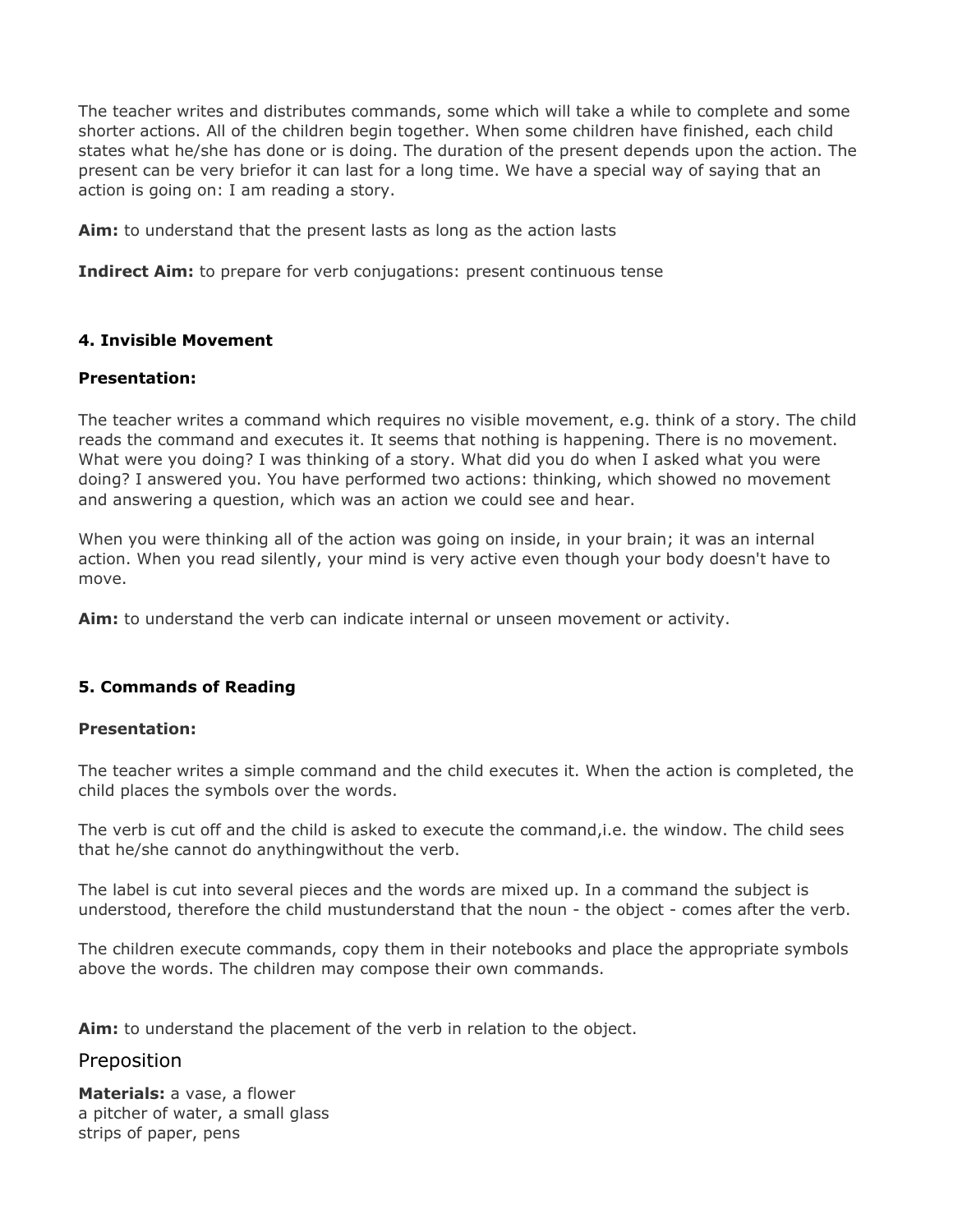The teacher writes and distributes commands, some which will take a while to complete and some shorter actions. All of the children begin together. When some children have finished, each child states what he/she has done or is doing. The duration of the present depends upon the action. The present can be very briefor it can last for a long time. We have a special way of saying that an action is going on: I am reading a story.

**Aim:** to understand that the present lasts as long as the action lasts

**Indirect Aim:** to prepare for verb conjugations: present continuous tense

#### 4. Invisible Movement

**Presentation:**

The teacher writes a command which requires no visible movement, e.g. think of a story. The child reads the command and executes it. It seems that nothing is happening. There is no movement. What were you doing? I was thinking of a story. What did you do when I asked what you were doing? I answered you. You have performed two actions: thinking, which showed no movement and answering a question, which was an action we could see and hear.

When you were thinking all of the action was going on inside, in your brain; it was an internal action. When you read silently, your mind is very active even though your body doesn't have to move.

**Aim:** to understand the verb can indicate internal or unseen movement or activity.

#### 5. Commands of Reading

**Presentation:**

The teacher writes a simple command and the child executes it. When the action is completed, the child places the symbols over the words.

The verb is cut off and the child is asked to execute the command,i.e. the window. The child sees that he/she cannot do anythingwithout the verb.

The label is cut into several pieces and the words are mixed up. In a command the subject is understood, therefore the child mustunderstand that the noun - the object - comes after the verb.

The children execute commands, copy them in their notebooks and place the appropriate symbols above the words. The children may compose their own commands.

**Aim:** to understand the placement of the verb in relation to the object.

### Preposition

**Materials:** a vase, a flower
a pitcher of water, a small glass
strips of paper, pens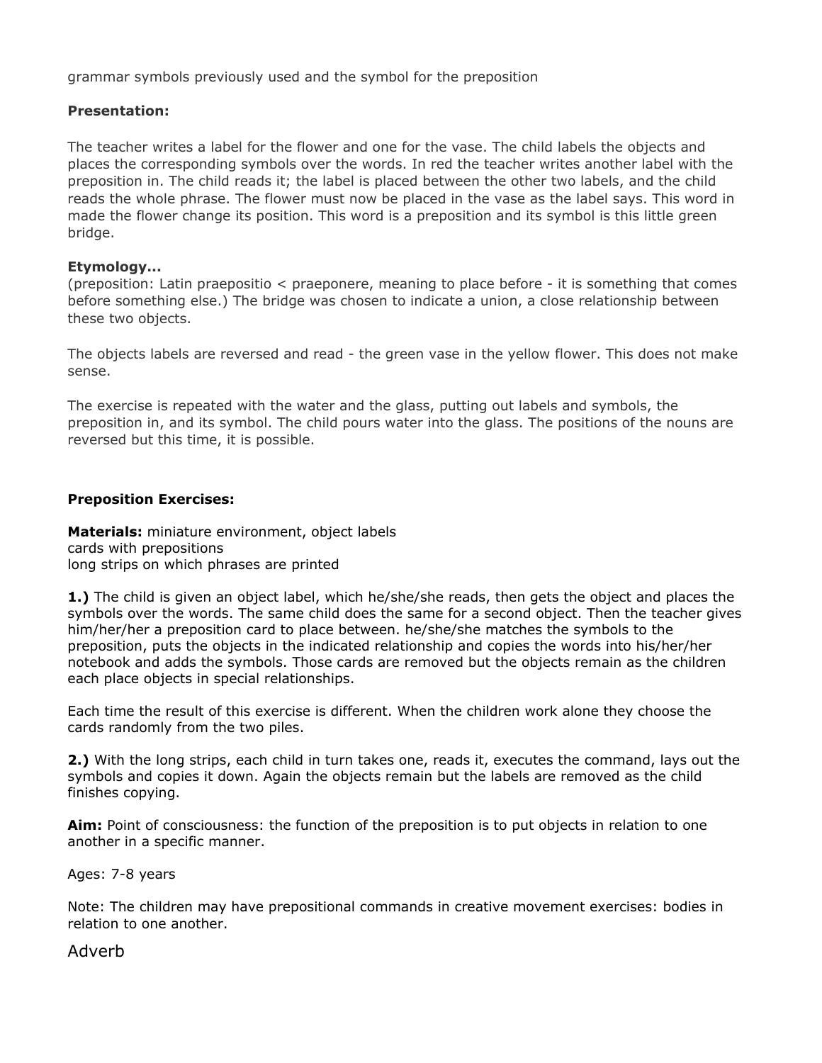grammar symbols previously used and the symbol for the preposition

**Presentation:**

The teacher writes a label for the flower and one for the vase. The child labels the objects and places the corresponding symbols over the words. In red the teacher writes another label with the preposition in. The child reads it; the label is placed between the other two labels, and the child reads the whole phrase. The flower must now be placed in the vase as the label says. This word in made the flower change its position. This word is a preposition and its symbol is this little green bridge.

**Etymology...**
(preposition: Latin praepositio < praeponere, meaning to place before - it is something that comes before something else.) The bridge was chosen to indicate a union, a close relationship between these two objects.

The objects labels are reversed and read - the green vase in the yellow flower. This does not make sense.

The exercise is repeated with the water and the glass, putting out labels and symbols, the preposition in, and its symbol. The child pours water into the glass. The positions of the nouns are reversed but this time, it is possible.

**Preposition Exercises:**

**Materials:** miniature environment, object labels
cards with prepositions
long strips on which phrases are printed

**1.)** The child is given an object label, which he/she/she reads, then gets the object and places the symbols over the words. The same child does the same for a second object. Then the teacher gives him/her/her a preposition card to place between. he/she/she matches the symbols to the preposition, puts the objects in the indicated relationship and copies the words into his/her/her notebook and adds the symbols. Those cards are removed but the objects remain as the children each place objects in special relationships.

Each time the result of this exercise is different. When the children work alone they choose the cards randomly from the two piles.

**2.)** With the long strips, each child in turn takes one, reads it, executes the command, lays out the symbols and copies it down. Again the objects remain but the labels are removed as the child finishes copying.

**Aim:** Point of consciousness: the function of the preposition is to put objects in relation to one another in a specific manner.

Ages: 7-8 years

Note: The children may have prepositional commands in creative movement exercises: bodies in relation to one another.

## Adverb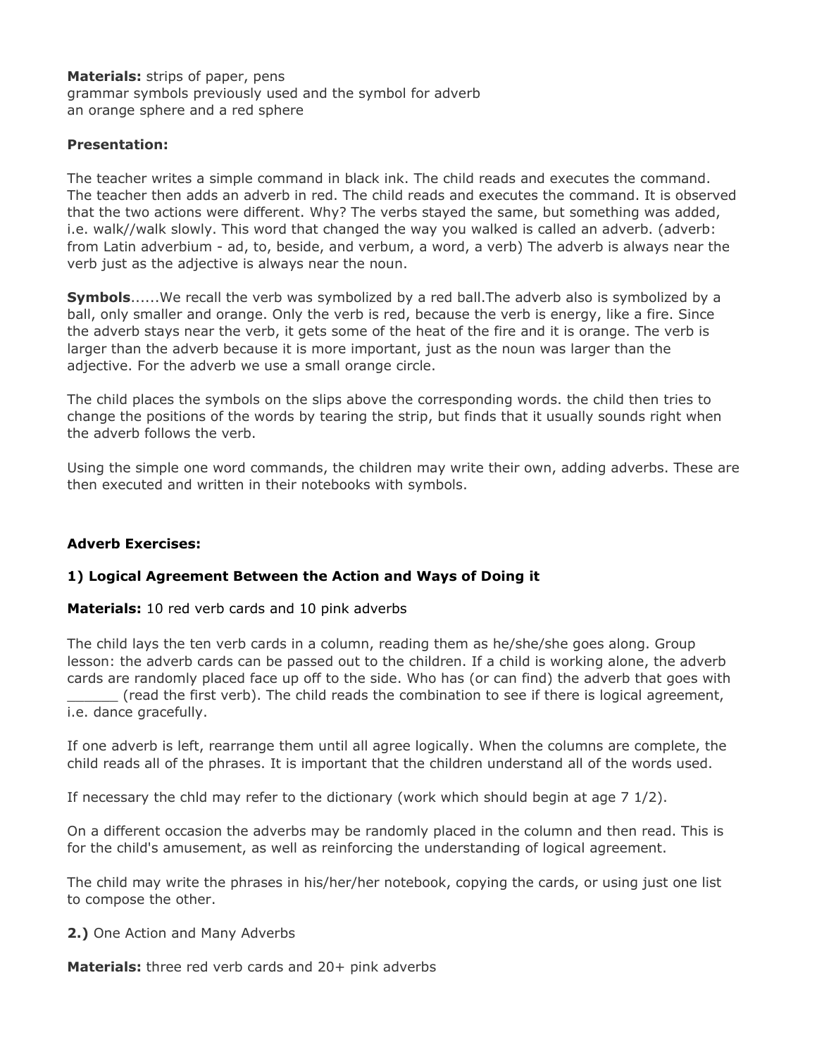**Materials:** strips of paper, pens
grammar symbols previously used and the symbol for adverb
an orange sphere and a red sphere

**Presentation:**

The teacher writes a simple command in black ink. The child reads and executes the command. The teacher then adds an adverb in red. The child reads and executes the command. It is observed that the two actions were different. Why? The verbs stayed the same, but something was added, i.e. walk//walk slowly. This word that changed the way you walked is called an adverb. (adverb: from Latin adverbium - ad, to, beside, and verbum, a word, a verb) The adverb is always near the verb just as the adjective is always near the noun.

**Symbols**......We recall the verb was symbolized by a red ball.The adverb also is symbolized by a ball, only smaller and orange. Only the verb is red, because the verb is energy, like a fire. Since the adverb stays near the verb, it gets some of the heat of the fire and it is orange. The verb is larger than the adverb because it is more important, just as the noun was larger than the adjective. For the adverb we use a small orange circle.

The child places the symbols on the slips above the corresponding words. the child then tries to change the positions of the words by tearing the strip, but finds that it usually sounds right when the adverb follows the verb.

Using the simple one word commands, the children may write their own, adding adverbs. These are then executed and written in their notebooks with symbols.

**Adverb Exercises:**

**1) Logical Agreement Between the Action and Ways of Doing it**

**Materials:** 10 red verb cards and 10 pink adverbs

The child lays the ten verb cards in a column, reading them as he/she/she goes along. Group lesson: the adverb cards can be passed out to the children. If a child is working alone, the adverb cards are randomly placed face up off to the side. Who has (or can find) the adverb that goes with ______ (read the first verb). The child reads the combination to see if there is logical agreement, i.e. dance gracefully.

If one adverb is left, rearrange them until all agree logically. When the columns are complete, the child reads all of the phrases. It is important that the children understand all of the words used.

If necessary the chld may refer to the dictionary (work which should begin at age 7 1/2).

On a different occasion the adverbs may be randomly placed in the column and then read. This is for the child's amusement, as well as reinforcing the understanding of logical agreement.

The child may write the phrases in his/her/her notebook, copying the cards, or using just one list to compose the other.

**2.)** One Action and Many Adverbs

**Materials:** three red verb cards and 20+ pink adverbs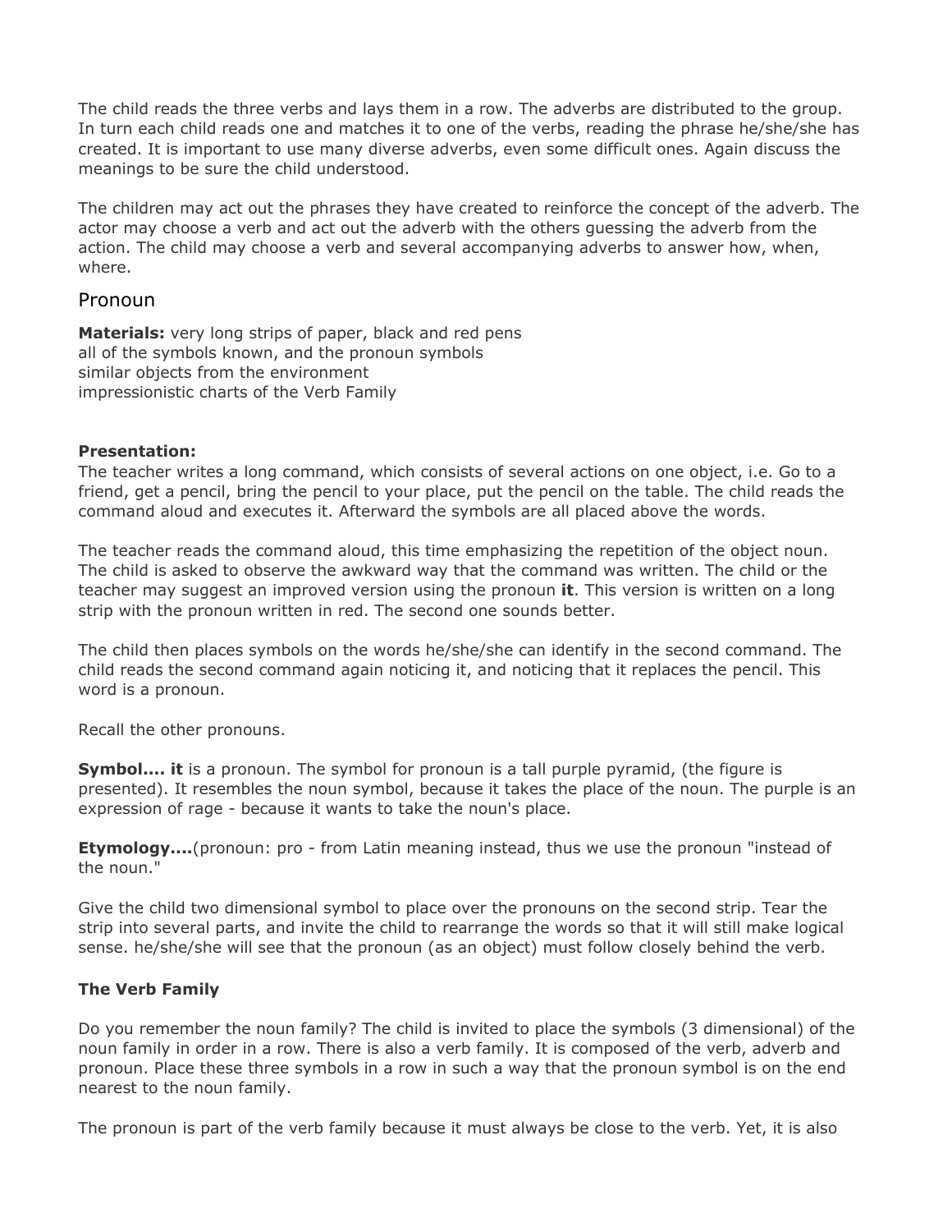The child reads the three verbs and lays them in a row. The adverbs are distributed to the group. In turn each child reads one and matches it to one of the verbs, reading the phrase he/she/she has created. It is important to use many diverse adverbs, even some difficult ones. Again discuss the meanings to be sure the child understood.

The children may act out the phrases they have created to reinforce the concept of the adverb. The actor may choose a verb and act out the adverb with the others guessing the adverb from the action. The child may choose a verb and several accompanying adverbs to answer how, when, where.

## Pronoun

**Materials:** very long strips of paper, black and red pens
all of the symbols known, and the pronoun symbols
similar objects from the environment
impressionistic charts of the Verb Family

**Presentation:**
The teacher writes a long command, which consists of several actions on one object, i.e. Go to a friend, get a pencil, bring the pencil to your place, put the pencil on the table. The child reads the command aloud and executes it. Afterward the symbols are all placed above the words.

The teacher reads the command aloud, this time emphasizing the repetition of the object noun. The child is asked to observe the awkward way that the command was written. The child or the teacher may suggest an improved version using the pronoun **it**. This version is written on a long strip with the pronoun written in red. The second one sounds better.

The child then places symbols on the words he/she/she can identify in the second command. The child reads the second command again noticing it, and noticing that it replaces the pencil. This word is a pronoun.

Recall the other pronouns.

**Symbol.... it** is a pronoun. The symbol for pronoun is a tall purple pyramid, (the figure is presented). It resembles the noun symbol, because it takes the place of the noun. The purple is an expression of rage - because it wants to take the noun's place.

**Etymology....**(pronoun: pro - from Latin meaning instead, thus we use the pronoun "instead of the noun."

Give the child two dimensional symbol to place over the pronouns on the second strip. Tear the strip into several parts, and invite the child to rearrange the words so that it will still make logical sense. he/she/she will see that the pronoun (as an object) must follow closely behind the verb.

**The Verb Family**

Do you remember the noun family? The child is invited to place the symbols (3 dimensional) of the noun family in order in a row. There is also a verb family. It is composed of the verb, adverb and pronoun. Place these three symbols in a row in such a way that the pronoun symbol is on the end nearest to the noun family.

The pronoun is part of the verb family because it must always be close to the verb. Yet, it is also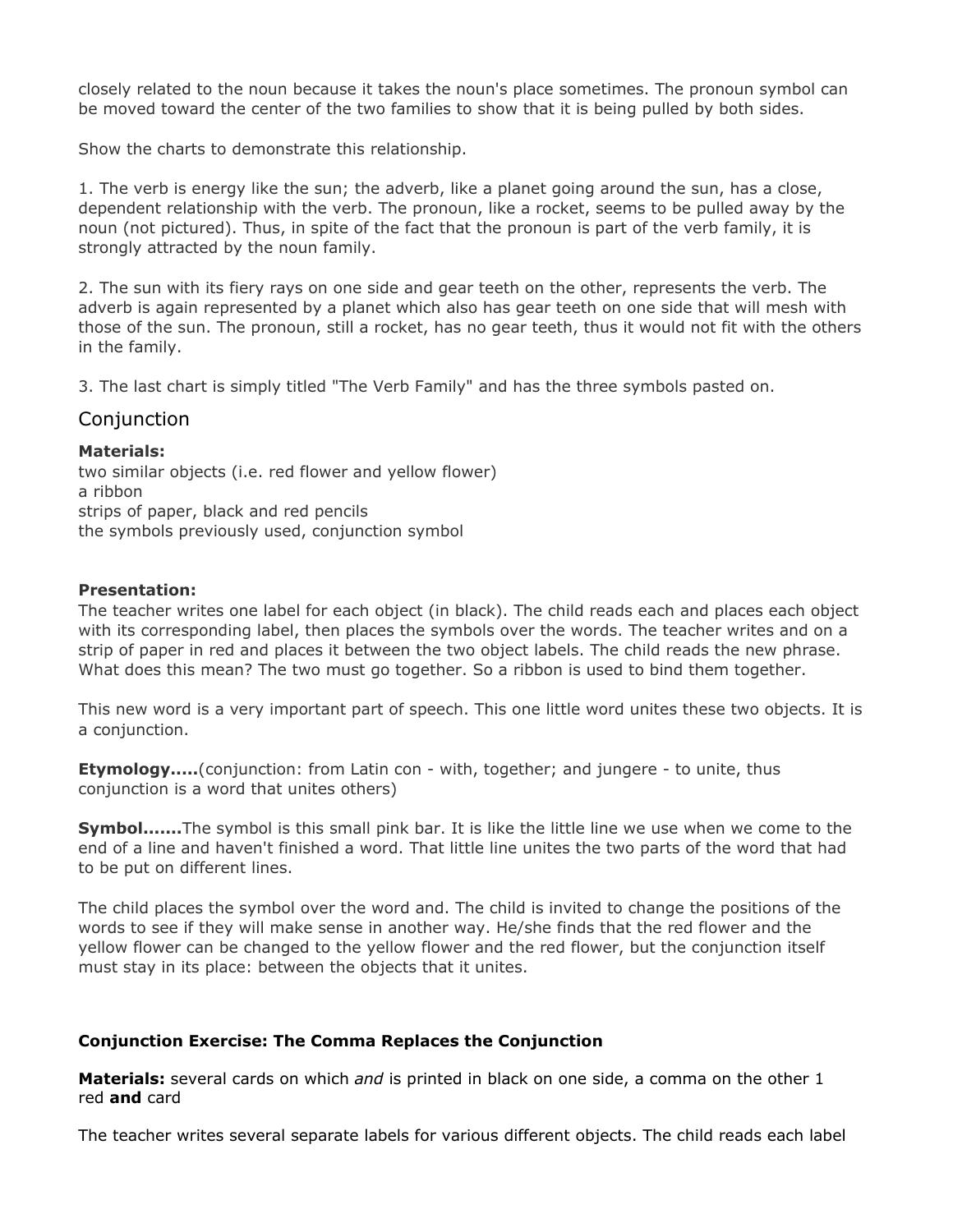closely related to the noun because it takes the noun's place sometimes. The pronoun symbol can be moved toward the center of the two families to show that it is being pulled by both sides.

Show the charts to demonstrate this relationship.

1. The verb is energy like the sun; the adverb, like a planet going around the sun, has a close, dependent relationship with the verb. The pronoun, like a rocket, seems to be pulled away by the noun (not pictured). Thus, in spite of the fact that the pronoun is part of the verb family, it is strongly attracted by the noun family.

2. The sun with its fiery rays on one side and gear teeth on the other, represents the verb. The adverb is again represented by a planet which also has gear teeth on one side that will mesh with those of the sun. The pronoun, still a rocket, has no gear teeth, thus it would not fit with the others in the family.

3. The last chart is simply titled "The Verb Family" and has the three symbols pasted on.

## Conjunction

**Materials:**
two similar objects (i.e. red flower and yellow flower)
a ribbon
strips of paper, black and red pencils
the symbols previously used, conjunction symbol

**Presentation:**
The teacher writes one label for each object (in black). The child reads each and places each object with its corresponding label, then places the symbols over the words. The teacher writes and on a strip of paper in red and places it between the two object labels. The child reads the new phrase. What does this mean? The two must go together. So a ribbon is used to bind them together.

This new word is a very important part of speech. This one little word unites these two objects. It is a conjunction.

**Etymology.....**(conjunction: from Latin con - with, together; and jungere - to unite, thus conjunction is a word that unites others)

**Symbol.......**The symbol is this small pink bar. It is like the little line we use when we come to the end of a line and haven't finished a word. That little line unites the two parts of the word that had to be put on different lines.

The child places the symbol over the word and. The child is invited to change the positions of the words to see if they will make sense in another way. He/she finds that the red flower and the yellow flower can be changed to the yellow flower and the red flower, but the conjunction itself must stay in its place: between the objects that it unites.

**Conjunction Exercise: The Comma Replaces the Conjunction**

**Materials:** several cards on which *and* is printed in black on one side, a comma on the other 1 red **and** card

The teacher writes several separate labels for various different objects. The child reads each label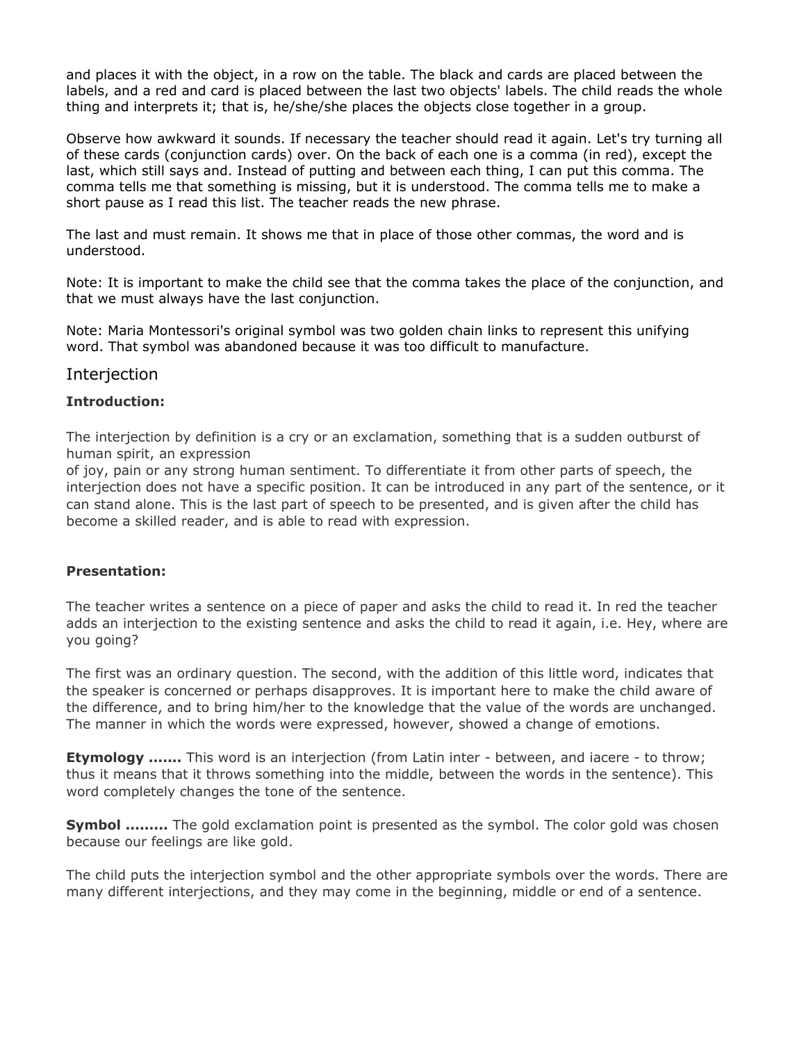and places it with the object, in a row on the table. The black and cards are placed between the labels, and a red and card is placed between the last two objects' labels. The child reads the whole thing and interprets it; that is, he/she/she places the objects close together in a group.

Observe how awkward it sounds. If necessary the teacher should read it again. Let's try turning all of these cards (conjunction cards) over. On the back of each one is a comma (in red), except the last, which still says and. Instead of putting and between each thing, I can put this comma. The comma tells me that something is missing, but it is understood. The comma tells me to make a short pause as I read this list. The teacher reads the new phrase.

The last and must remain. It shows me that in place of those other commas, the word and is understood.

Note: It is important to make the child see that the comma takes the place of the conjunction, and that we must always have the last conjunction.

Note: Maria Montessori's original symbol was two golden chain links to represent this unifying word. That symbol was abandoned because it was too difficult to manufacture.

## Interjection

**Introduction:**

The interjection by definition is a cry or an exclamation, something that is a sudden outburst of human spirit, an expression of joy, pain or any strong human sentiment. To differentiate it from other parts of speech, the interjection does not have a specific position. It can be introduced in any part of the sentence, or it can stand alone. This is the last part of speech to be presented, and is given after the child has become a skilled reader, and is able to read with expression.

**Presentation:**

The teacher writes a sentence on a piece of paper and asks the child to read it. In red the teacher adds an interjection to the existing sentence and asks the child to read it again, i.e. Hey, where are you going?

The first was an ordinary question. The second, with the addition of this little word, indicates that the speaker is concerned or perhaps disapproves. It is important here to make the child aware of the difference, and to bring him/her to the knowledge that the value of the words are unchanged. The manner in which the words were expressed, however, showed a change of emotions.

**Etymology .......** This word is an interjection (from Latin inter - between, and iacere - to throw; thus it means that it throws something into the middle, between the words in the sentence). This word completely changes the tone of the sentence.

**Symbol .........** The gold exclamation point is presented as the symbol. The color gold was chosen because our feelings are like gold.

The child puts the interjection symbol and the other appropriate symbols over the words. There are many different interjections, and they may come in the beginning, middle or end of a sentence.